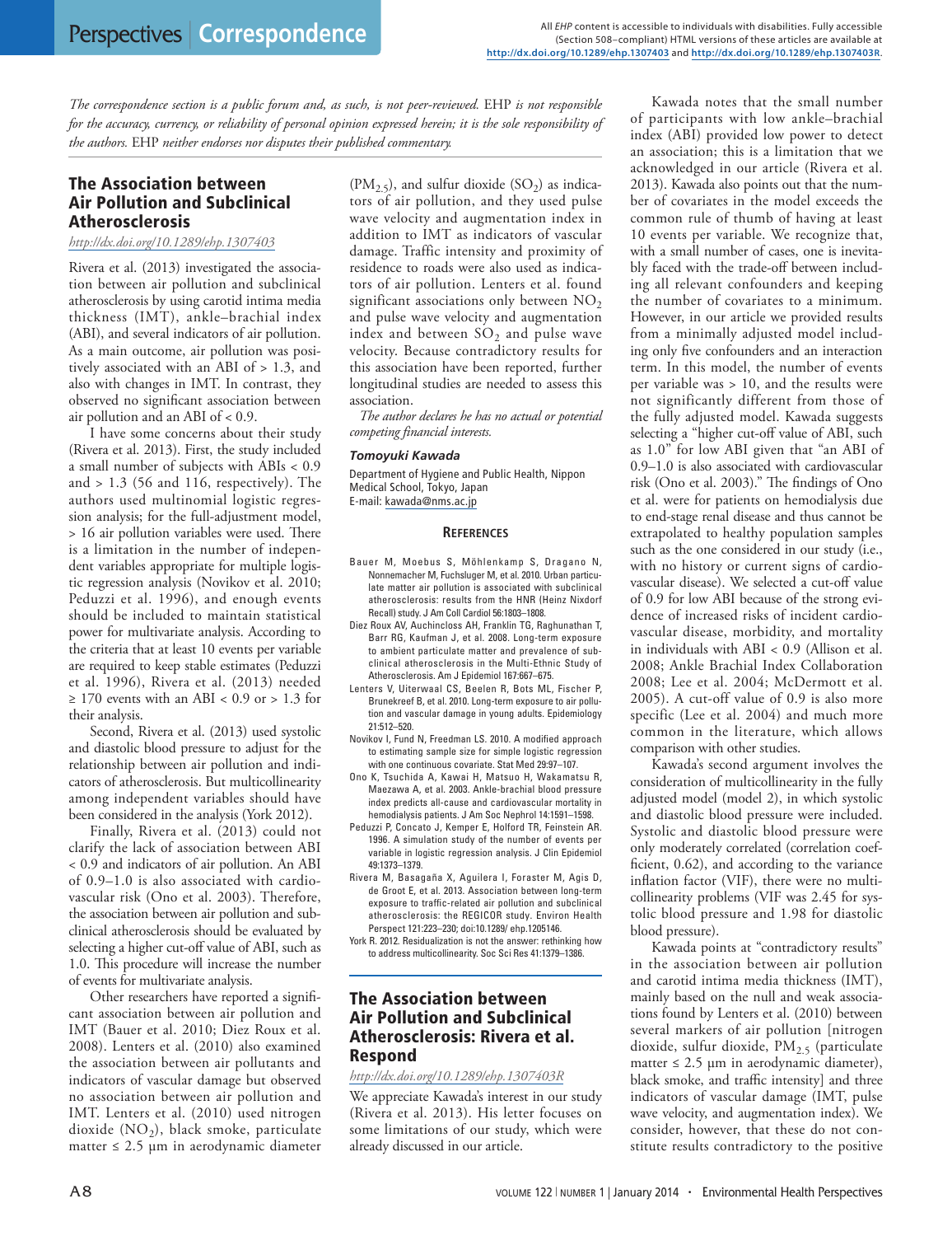*The correspondence section is a public forum and, as such, is not peer-reviewed.* EHP *is not responsible for the accuracy, currency, or reliability of personal opinion expressed herein; it is the sole responsibility of the authors.* EHP *neither endorses nor disputes their published commentary.*

## The Association between Air Pollution and Subclinical Atherosclerosis

*http://dx.doi.org/10.1289/ehp.1307403*

Rivera et al. (2013) investigated the association between air pollution and subclinical atherosclerosis by using carotid intima media thickness (IMT), ankle–brachial index (ABI), and several indicators of air pollution. As a main outcome, air pollution was positively associated with an ABI of > 1.3, and also with changes in IMT. In contrast, they observed no significant association between air pollution and an ABI of < 0.9.

I have some concerns about their study (Rivera et al. 2013). First, the study included a small number of subjects with ABIs < 0.9 and > 1.3 (56 and 116, respectively). The authors used multinomial logistic regression analysis; for the full-adjustment model, > 16 air pollution variables were used. There is a limitation in the number of independent variables appropriate for multiple logistic regression analysis (Novikov et al. 2010; Peduzzi et al. 1996), and enough events should be included to maintain statistical power for multivariate analysis. According to the criteria that at least 10 events per variable are required to keep stable estimates (Peduzzi et al. 1996), Rivera et al. (2013) needed ≥ 170 events with an ABI < 0.9 or > 1.3 for their analysis.

Second, Rivera et al. (2013) used systolic and diastolic blood pressure to adjust for the relationship between air pollution and indicators of atherosclerosis. But multicollinearity among independent variables should have been considered in the analysis (York 2012).

Finally, Rivera et al. (2013) could not clarify the lack of association between ABI < 0.9 and indicators of air pollution. An ABI of 0.9–1.0 is also associated with cardiovascular risk (Ono et al. 2003). Therefore, the association between air pollution and subclinical atherosclerosis should be evaluated by selecting a higher cut-off value of ABI, such as 1.0. This procedure will increase the number of events for multivariate analysis.

Other researchers have reported a significant association between air pollution and IMT (Bauer et al. 2010; Diez Roux et al. 2008). Lenters et al. (2010) also examined the association between air pollutants and indicators of vascular damage but observed no association between air pollution and IMT. Lenters et al. (2010) used nitrogen dioxide ($NO_2$), black smoke, particulate matter ≤ 2.5 μm in aerodynamic diameter ($PM_{2.5}$), and sulfur dioxide ($SO_2$) as indicators of air pollution, and they used pulse wave velocity and augmentation index in addition to IMT as indicators of vascular damage. Traffic intensity and proximity of residence to roads were also used as indicators of air pollution. Lenters et al. found significant associations only between $NO_2$ and pulse wave velocity and augmentation index and between $SO_2$ and pulse wave velocity. Because contradictory results for this association have been reported, further longitudinal studies are needed to assess this association.

*The author declares he has no actual or potential competing financial interests.*

***Tomoyuki Kawada***

Department of Hygiene and Public Health, Nippon Medical School, Tokyo, Japan
E-mail: kawada@nms.ac.jp

### References

Bauer M, Moebus S, Möhlenkamp S, Dragano N, Nonnemacher M, Fuchsluger M, et al. 2010. Urban particulate matter air pollution is associated with subclinical atherosclerosis: results from the HNR (Heinz Nixdorf Recall) study. J Am Coll Cardiol 56:1803–1808.

Diez Roux AV, Auchincloss AH, Franklin TG, Raghunathan T, Barr RG, Kaufman J, et al. 2008. Long-term exposure to ambient particulate matter and prevalence of subclinical atherosclerosis in the Multi-Ethnic Study of Atherosclerosis. Am J Epidemiol 167:667–675.

Lenters V, Uiterwaal CS, Beelen R, Bots ML, Fischer P, Brunekreef B, et al. 2010. Long-term exposure to air pollution and vascular damage in young adults. Epidemiology 21:512–520.

Novikov I, Fund N, Freedman LS. 2010. A modified approach to estimating sample size for simple logistic regression with one continuous covariate. Stat Med 29:97–107.

Ono K, Tsuchida A, Kawai H, Matsuo H, Wakamatsu R, Maezawa A, et al. 2003. Ankle-brachial blood pressure index predicts all-cause and cardiovascular mortality in hemodialysis patients. J Am Soc Nephrol 14:1591–1598.

Peduzzi P, Concato J, Kemper E, Holford TR, Feinstein AR. 1996. A simulation study of the number of events per variable in logistic regression analysis. J Clin Epidemiol 49:1373–1379.

Rivera M, Basagaña X, Aguilera I, Foraster M, Agis D, de Groot E, et al. 2013. Association between long-term exposure to traffic-related air pollution and subclinical atherosclerosis: the REGICOR study. Environ Health Perspect 121:223–230; doi:10.1289/ehp.1205146.

York R. 2012. Residualization is not the answer: rethinking how to address multicollinearity. Soc Sci Res 41:1379–1386.

## The Association between Air Pollution and Subclinical Atherosclerosis: Rivera et al. Respond

*http://dx.doi.org/10.1289/ehp.1307403R*

We appreciate Kawada's interest in our study (Rivera et al. 2013). His letter focuses on some limitations of our study, which were already discussed in our article.

Kawada notes that the small number of participants with low ankle–brachial index (ABI) provided low power to detect an association; this is a limitation that we acknowledged in our article (Rivera et al. 2013). Kawada also points out that the number of covariates in the model exceeds the common rule of thumb of having at least 10 events per variable. We recognize that, with a small number of cases, one is inevitably faced with the trade-off between including all relevant confounders and keeping the number of covariates to a minimum. However, in our article we provided results from a minimally adjusted model including only five confounders and an interaction term. In this model, the number of events per variable was > 10, and the results were not significantly different from those of the fully adjusted model. Kawada suggests selecting a "higher cut-off value of ABI, such as 1.0" for low ABI given that "an ABI of 0.9–1.0 is also associated with cardiovascular risk (Ono et al. 2003)." The findings of Ono et al. were for patients on hemodialysis due to end-stage renal disease and thus cannot be extrapolated to healthy population samples such as the one considered in our study (i.e., with no history or current signs of cardiovascular disease). We selected a cut-off value of 0.9 for low ABI because of the strong evidence of increased risks of incident cardiovascular disease, morbidity, and mortality in individuals with ABI < 0.9 (Allison et al. 2008; Ankle Brachial Index Collaboration 2008; Lee et al. 2004; McDermott et al. 2005). A cut-off value of 0.9 is also more specific (Lee et al. 2004) and much more common in the literature, which allows comparison with other studies.

Kawada's second argument involves the consideration of multicollinearity in the fully adjusted model (model 2), in which systolic and diastolic blood pressure were included. Systolic and diastolic blood pressure were only moderately correlated (correlation coefficient, 0.62), and according to the variance inflation factor (VIF), there were no multicollinearity problems (VIF was 2.45 for systolic blood pressure and 1.98 for diastolic blood pressure).

Kawada points at "contradictory results" in the association between air pollution and carotid intima media thickness (IMT), mainly based on the null and weak associations found by Lenters et al. (2010) between several markers of air pollution [nitrogen dioxide, sulfur dioxide, $PM_{2.5}$ (particulate matter ≤ 2.5 μm in aerodynamic diameter), black smoke, and traffic intensity] and three indicators of vascular damage (IMT, pulse wave velocity, and augmentation index). We consider, however, that these do not constitute results contradictory to the positive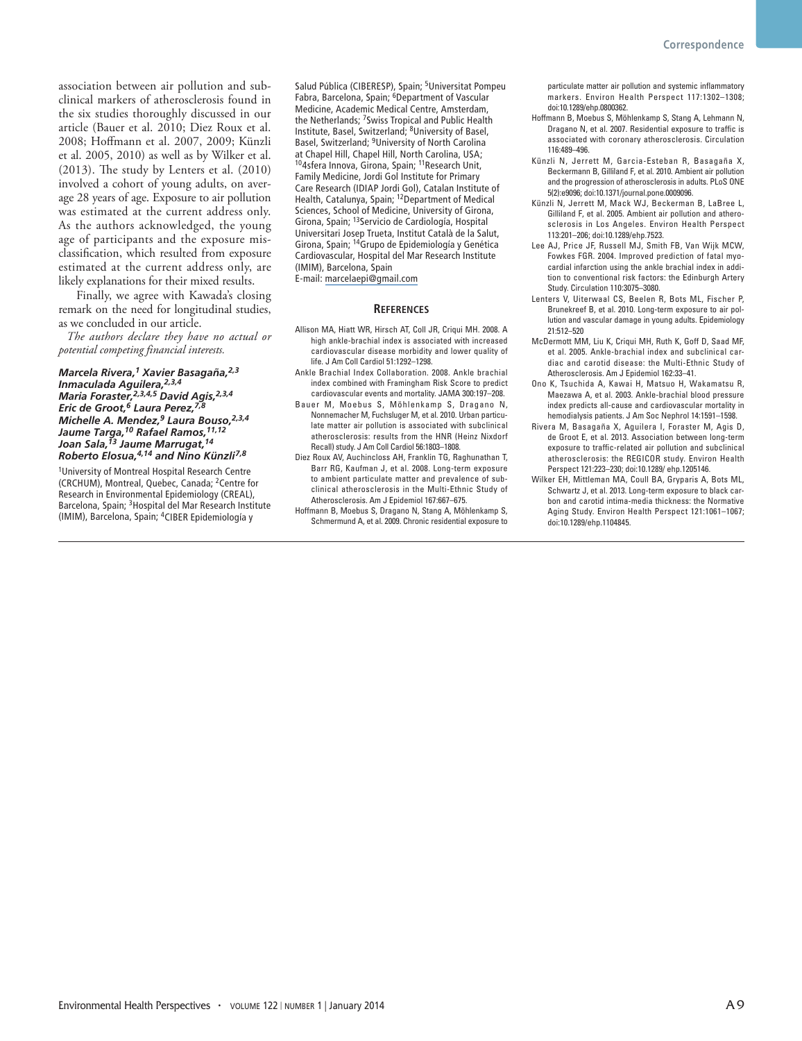association between air pollution and subclinical markers of atherosclerosis found in the six studies thoroughly discussed in our article (Bauer et al. 2010; Diez Roux et al. 2008; Hoffmann et al. 2007, 2009; Künzli et al. 2005, 2010) as well as by Wilker et al. (2013). The study by Lenters et al. (2010) involved a cohort of young adults, on average 28 years of age. Exposure to air pollution was estimated at the current address only. As the authors acknowledged, the young age of participants and the exposure misclassification, which resulted from exposure estimated at the current address only, are likely explanations for their mixed results.

Finally, we agree with Kawada's closing remark on the need for longitudinal studies, as we concluded in our article.

*The authors declare they have no actual or potential competing financial interests.*

***Marcela Rivera,[1] Xavier Basagaña,[2,3] Inmaculada Aguilera,[2,3,4] Maria Foraster,[2,3,4,5] David Agis,[2,3,4] Eric de Groot,[6] Laura Perez,[7,8] Michelle A. Mendez,[9] Laura Bouso,[2,3,4] Jaume Targa,[10] Rafael Ramos,[11,12] Joan Sala,[13] Jaume Marrugat,[14] Roberto Elosua,[4,14] and Nino Künzli[7,8]***

[1]University of Montreal Hospital Research Centre (CRCHUM), Montreal, Quebec, Canada; [2]Centre for Research in Environmental Epidemiology (CREAL), Barcelona, Spain; [3]Hospital del Mar Research Institute (IMIM), Barcelona, Spain; [4]CIBER Epidemiología y Salud Pública (CIBERESP), Spain; [5]Universitat Pompeu Fabra, Barcelona, Spain; [6]Department of Vascular Medicine, Academic Medical Centre, Amsterdam, the Netherlands; [7]Swiss Tropical and Public Health Institute, Basel, Switzerland; [8]University of Basel, Basel, Switzerland; [9]University of North Carolina at Chapel Hill, Chapel Hill, North Carolina, USA; [10]4sfera Innova, Girona, Spain; [11]Research Unit, Family Medicine, Jordi Gol Institute for Primary Care Research (IDIAP Jordi Gol), Catalan Institute of Health, Catalunya, Spain; [12]Department of Medical Sciences, School of Medicine, University of Girona, Girona, Spain; [13]Servicio de Cardiología, Hospital Universitari Josep Trueta, Institut Català de la Salut, Girona, Spain; [14]Grupo de Epidemiología y Genética Cardiovascular, Hospital del Mar Research Institute (IMIM), Barcelona, Spain

E-mail: marcelaepi@gmail.com

## References

Allison MA, Hiatt WR, Hirsch AT, Coll JR, Criqui MH. 2008. A high ankle-brachial index is associated with increased cardiovascular disease morbidity and lower quality of life. J Am Coll Cardiol 51:1292–1298.

Ankle Brachial Index Collaboration. 2008. Ankle brachial index combined with Framingham Risk Score to predict cardiovascular events and mortality. JAMA 300:197–208.

Bauer M, Moebus S, Möhlenkamp S, Dragano N, Nonnemacher M, Fuchsluger M, et al. 2010. Urban particulate matter air pollution is associated with subclinical atherosclerosis: results from the HNR (Heinz Nixdorf Recall) study. J Am Coll Cardiol 56:1803–1808.

Diez Roux AV, Auchincloss AH, Franklin TG, Raghunathan T, Barr RG, Kaufman J, et al. 2008. Long-term exposure to ambient particulate matter and prevalence of subclinical atherosclerosis in the Multi-Ethnic Study of Atherosclerosis. Am J Epidemiol 167:667–675.

Hoffmann B, Moebus S, Dragano N, Stang A, Möhlenkamp S, Schmermund A, et al. 2009. Chronic residential exposure to particulate matter air pollution and systemic inflammatory markers. Environ Health Perspect 117:1302–1308; doi:10.1289/ehp.0800362.

Hoffmann B, Moebus S, Möhlenkamp S, Stang A, Lehmann N, Dragano N, et al. 2007. Residential exposure to traffic is associated with coronary atherosclerosis. Circulation 116:489–496.

Künzli N, Jerrett M, Garcia-Esteban R, Basagaña X, Beckermann B, Gilliland F, et al. 2010. Ambient air pollution and the progression of atherosclerosis in adults. PLoS ONE 5(2):e9096; doi:10.1371/journal.pone.0009096.

Künzli N, Jerrett M, Mack WJ, Beckerman B, LaBree L, Gilliland F, et al. 2005. Ambient air pollution and atherosclerosis in Los Angeles. Environ Health Perspect 113:201–206; doi:10.1289/ehp.7523.

Lee AJ, Price JF, Russell MJ, Smith FB, Van Wijk MCW, Fowkes FGR. 2004. Improved prediction of fatal myocardial infarction using the ankle brachial index in addition to conventional risk factors: the Edinburgh Artery Study. Circulation 110:3075–3080.

Lenters V, Uiterwaal CS, Beelen R, Bots ML, Fischer P, Brunekreef B, et al. 2010. Long-term exposure to air pollution and vascular damage in young adults. Epidemiology 21:512–520

McDermott MM, Liu K, Criqui MH, Ruth K, Goff D, Saad MF, et al. 2005. Ankle-brachial index and subclinical cardiac and carotid disease: the Multi-Ethnic Study of Atherosclerosis. Am J Epidemiol 162:33–41.

Ono K, Tsuchida A, Kawai H, Matsuo H, Wakamatsu R, Maezawa A, et al. 2003. Ankle-brachial blood pressure index predicts all-cause and cardiovascular mortality in hemodialysis patients. J Am Soc Nephrol 14:1591–1598.

Rivera M, Basagaña X, Aguilera I, Foraster M, Agis D, de Groot E, et al. 2013. Association between long-term exposure to traffic-related air pollution and subclinical atherosclerosis: the REGICOR study. Environ Health Perspect 121:223–230; doi:10.1289/ ehp.1205146.

Wilker EH, Mittleman MA, Coull BA, Gryparis A, Bots ML, Schwartz J, et al. 2013. Long-term exposure to black carbon and carotid intima-media thickness: the Normative Aging Study. Environ Health Perspect 121:1061–1067; doi:10.1289/ehp.1104845.